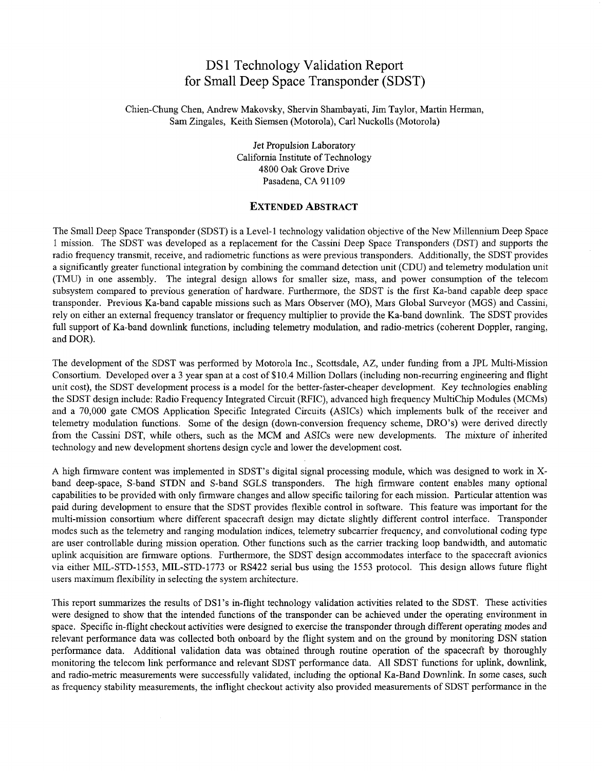# DS1 Technology Validation Report for Small Deep Space Transponder (SDST)

Chien-Chung Chen, Andrew Makovsky, Shervin Shambayati, Jim Taylor, Martin Herman, Sam Zingales, Keith Siemsen (Motorola), Carl Nuckolls (Motorola)

Jet Propulsion Laboratory
California Institute of Technology
4800 Oak Grove Drive
Pasadena, CA 91109

## Extended Abstract

The Small Deep Space Transponder (SDST) is a Level-1 technology validation objective of the New Millennium Deep Space 1 mission. The SDST was developed as a replacement for the Cassini Deep Space Transponders (DST) and supports the radio frequency transmit, receive, and radiometric functions as were previous transponders. Additionally, the SDST provides a significantly greater functional integration by combining the command detection unit (CDU) and telemetry modulation unit (TMU) in one assembly. The integral design allows for smaller size, mass, and power consumption of the telecom subsystem compared to previous generation of hardware. Furthermore, the SDST is the first Ka-band capable deep space transponder. Previous Ka-band capable missions such as Mars Observer (MO), Mars Global Surveyor (MGS) and Cassini, rely on either an external frequency translator or frequency multiplier to provide the Ka-band downlink. The SDST provides full support of Ka-band downlink functions, including telemetry modulation, and radio-metrics (coherent Doppler, ranging, and DOR).

The development of the SDST was performed by Motorola Inc., Scottsdale, AZ, under funding from a JPL Multi-Mission Consortium. Developed over a 3 year span at a cost of $10.4 Million Dollars (including non-recurring engineering and flight unit cost), the SDST development process is a model for the better-faster-cheaper development. Key technologies enabling the SDST design include: Radio Frequency Integrated Circuit (RFIC), advanced high frequency MultiChip Modules (MCMs) and a 70,000 gate CMOS Application Specific Integrated Circuits (ASICs) which implements bulk of the receiver and telemetry modulation functions. Some of the design (down-conversion frequency scheme, DRO's) were derived directly from the Cassini DST, while others, such as the MCM and ASICs were new developments. The mixture of inherited technology and new development shortens design cycle and lower the development cost.

A high firmware content was implemented in SDST's digital signal processing module, which was designed to work in X-band deep-space, S-band STDN and S-band SGLS transponders. The high firmware content enables many optional capabilities to be provided with only firmware changes and allow specific tailoring for each mission. Particular attention was paid during development to ensure that the SDST provides flexible control in software. This feature was important for the multi-mission consortium where different spacecraft design may dictate slightly different control interface. Transponder modes such as the telemetry and ranging modulation indices, telemetry subcarrier frequency, and convolutional coding type are user controllable during mission operation. Other functions such as the carrier tracking loop bandwidth, and automatic uplink acquisition are firmware options. Furthermore, the SDST design accommodates interface to the spacecraft avionics via either MIL-STD-1553, MIL-STD-1773 or RS422 serial bus using the 1553 protocol. This design allows future flight users maximum flexibility in selecting the system architecture.

This report summarizes the results of DS1's in-flight technology validation activities related to the SDST. These activities were designed to show that the intended functions of the transponder can be achieved under the operating environment in space. Specific in-flight checkout activities were designed to exercise the transponder through different operating modes and relevant performance data was collected both onboard by the flight system and on the ground by monitoring DSN station performance data. Additional validation data was obtained through routine operation of the spacecraft by thoroughly monitoring the telecom link performance and relevant SDST performance data. All SDST functions for uplink, downlink, and radio-metric measurements were successfully validated, including the optional Ka-Band Downlink. In some cases, such as frequency stability measurements, the inflight checkout activity also provided measurements of SDST performance in the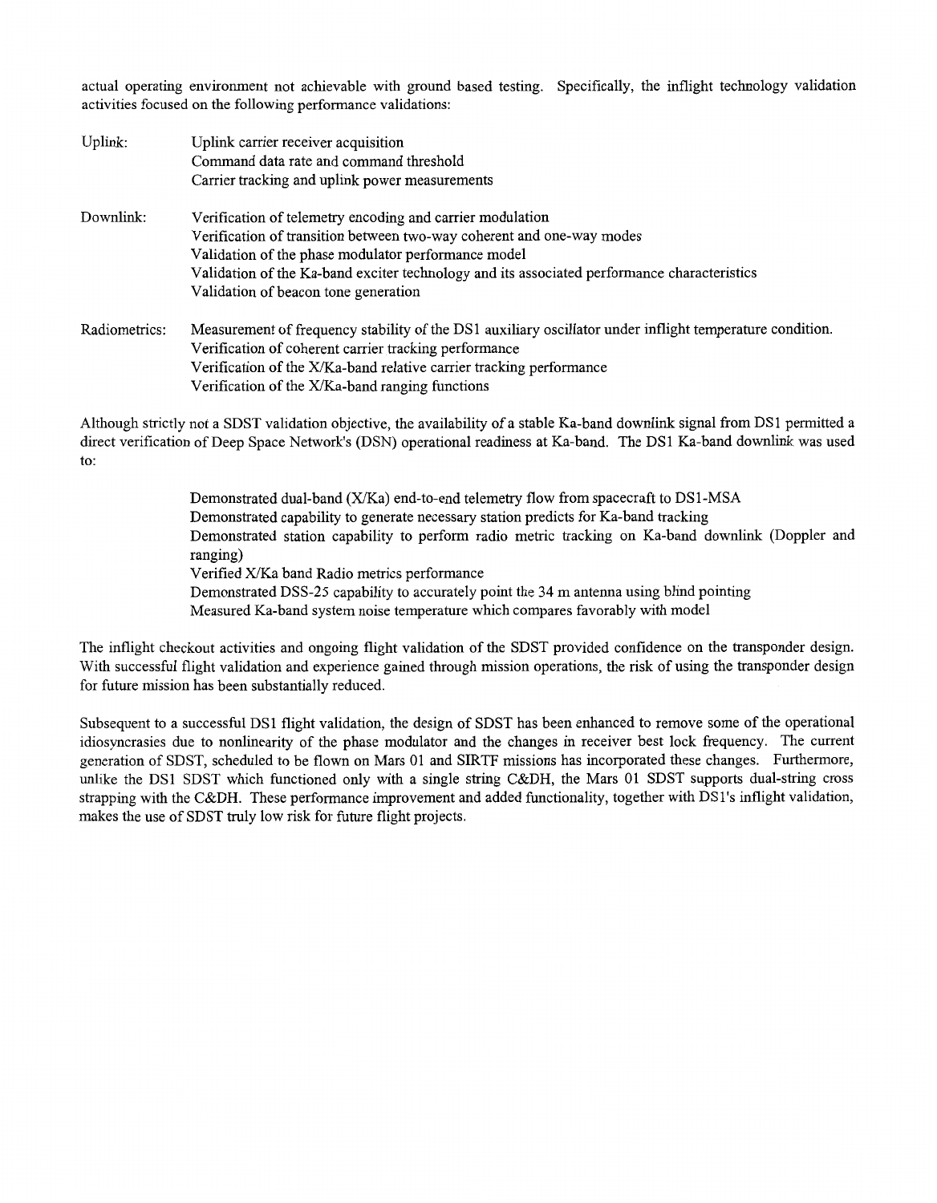actual operating environment not achievable with ground based testing. Specifically, the inflight technology validation activities focused on the following performance validations:

| | |
|---|---|
| Uplink: | Uplink carrier receiver acquisition<br>Command data rate and command threshold<br>Carrier tracking and uplink power measurements |
| Downlink: | Verification of telemetry encoding and carrier modulation<br>Verification of transition between two-way coherent and one-way modes<br>Validation of the phase modulator performance model<br>Validation of the Ka-band exciter technology and its associated performance characteristics<br>Validation of beacon tone generation |
| Radiometrics: | Measurement of frequency stability of the DS1 auxiliary oscillator under inflight temperature condition.<br>Verification of coherent carrier tracking performance<br>Verification of the X/Ka-band relative carrier tracking performance<br>Verification of the X/Ka-band ranging functions |

Although strictly not a SDST validation objective, the availability of a stable Ka-band downlink signal from DS1 permitted a direct verification of Deep Space Network's (DSN) operational readiness at Ka-band. The DS1 Ka-band downlink was used to:

- Demonstrated dual-band (X/Ka) end-to-end telemetry flow from spacecraft to DS1-MSA
- Demonstrated capability to generate necessary station predicts for Ka-band tracking
- Demonstrated station capability to perform radio metric tracking on Ka-band downlink (Doppler and ranging)
- Verified X/Ka band Radio metrics performance
- Demonstrated DSS-25 capability to accurately point the 34 m antenna using blind pointing
- Measured Ka-band system noise temperature which compares favorably with model

The inflight checkout activities and ongoing flight validation of the SDST provided confidence on the transponder design. With successful flight validation and experience gained through mission operations, the risk of using the transponder design for future mission has been substantially reduced.

Subsequent to a successful DS1 flight validation, the design of SDST has been enhanced to remove some of the operational idiosyncrasies due to nonlinearity of the phase modulator and the changes in receiver best lock frequency. The current generation of SDST, scheduled to be flown on Mars 01 and SIRTF missions has incorporated these changes. Furthermore, unlike the DS1 SDST which functioned only with a single string C&DH, the Mars 01 SDST supports dual-string cross strapping with the C&DH. These performance improvement and added functionality, together with DS1's inflight validation, makes the use of SDST truly low risk for future flight projects.